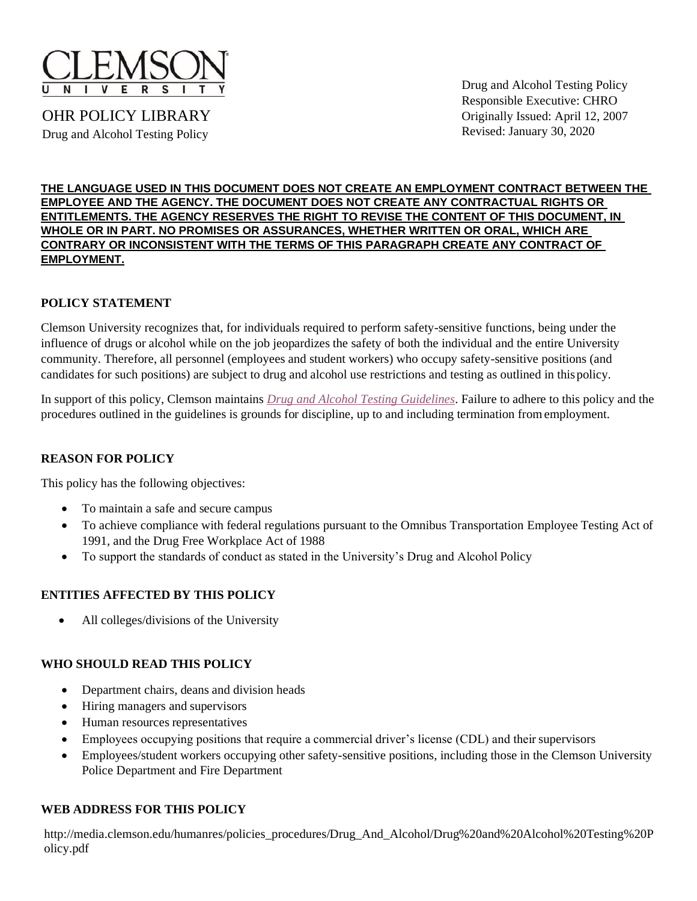CLEMSON UNIVERSITY

OHR POLICY LIBRARY

Drug and Alcohol Testing Policy

Drug and Alcohol Testing Policy
Responsible Executive: CHRO
Originally Issued: April 12, 2007
Revised: January 30, 2020

**THE LANGUAGE USED IN THIS DOCUMENT DOES NOT CREATE AN EMPLOYMENT CONTRACT BETWEEN THE EMPLOYEE AND THE AGENCY. THE DOCUMENT DOES NOT CREATE ANY CONTRACTUAL RIGHTS OR ENTITLEMENTS. THE AGENCY RESERVES THE RIGHT TO REVISE THE CONTENT OF THIS DOCUMENT, IN WHOLE OR IN PART. NO PROMISES OR ASSURANCES, WHETHER WRITTEN OR ORAL, WHICH ARE CONTRARY OR INCONSISTENT WITH THE TERMS OF THIS PARAGRAPH CREATE ANY CONTRACT OF EMPLOYMENT.**

## POLICY STATEMENT

Clemson University recognizes that, for individuals required to perform safety-sensitive functions, being under the influence of drugs or alcohol while on the job jeopardizes the safety of both the individual and the entire University community. Therefore, all personnel (employees and student workers) who occupy safety-sensitive positions (and candidates for such positions) are subject to drug and alcohol use restrictions and testing as outlined in this policy.

In support of this policy, Clemson maintains *Drug and Alcohol Testing Guidelines*. Failure to adhere to this policy and the procedures outlined in the guidelines is grounds for discipline, up to and including termination from employment.

## REASON FOR POLICY

This policy has the following objectives:

- To maintain a safe and secure campus
- To achieve compliance with federal regulations pursuant to the Omnibus Transportation Employee Testing Act of 1991, and the Drug Free Workplace Act of 1988
- To support the standards of conduct as stated in the University's Drug and Alcohol Policy

## ENTITIES AFFECTED BY THIS POLICY

- All colleges/divisions of the University

## WHO SHOULD READ THIS POLICY

- Department chairs, deans and division heads
- Hiring managers and supervisors
- Human resources representatives
- Employees occupying positions that require a commercial driver's license (CDL) and their supervisors
- Employees/student workers occupying other safety-sensitive positions, including those in the Clemson University Police Department and Fire Department

## WEB ADDRESS FOR THIS POLICY

http://media.clemson.edu/humanres/policies_procedures/Drug_And_Alcohol/Drug%20and%20Alcohol%20Testing%20Policy.pdf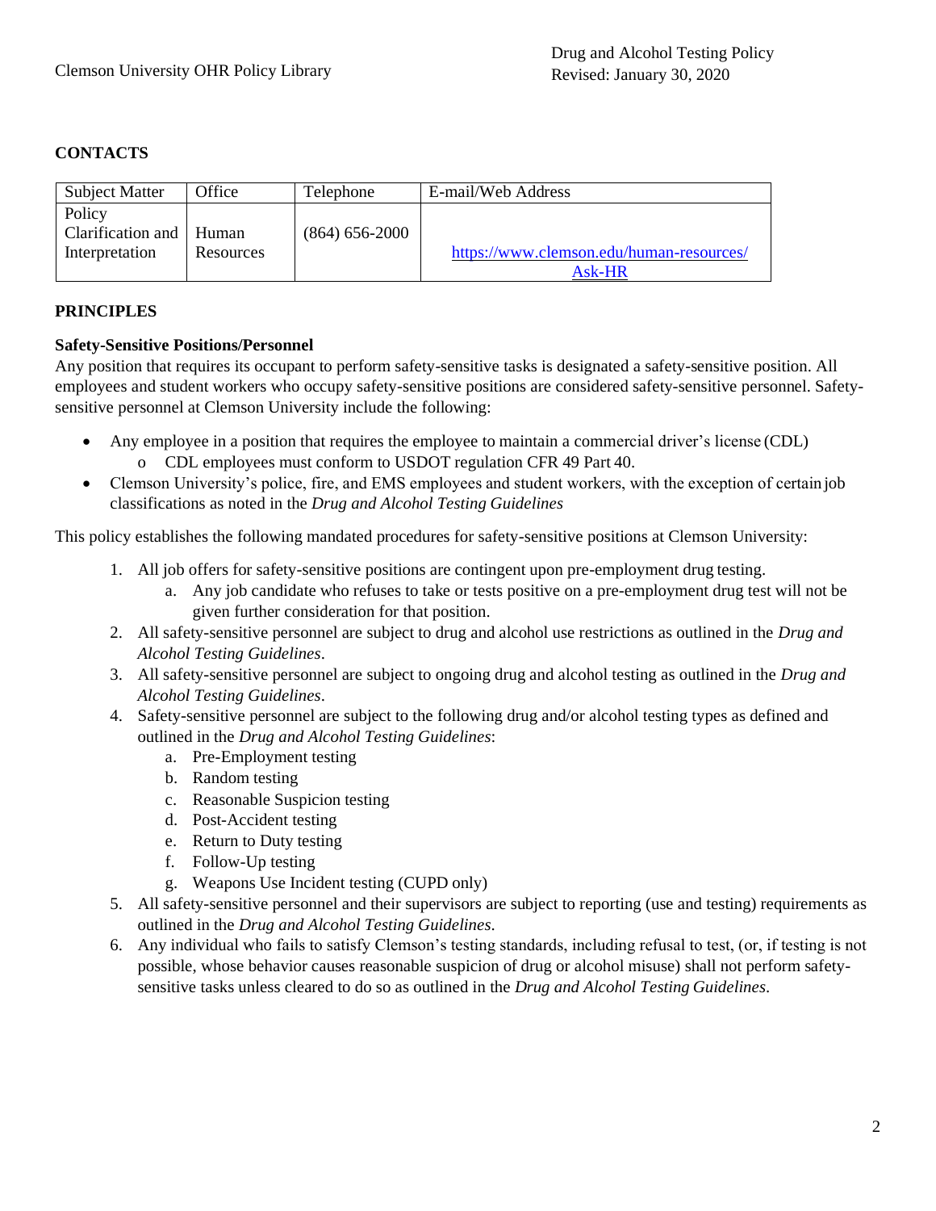## CONTACTS

| Subject Matter | Office | Telephone | E-mail/Web Address |
|---|---|---|---|
| Policy Clarification and Interpretation | Human Resources | (864) 656-2000 | https://www.clemson.edu/human-resources/Ask-HR |

## PRINCIPLES

### Safety-Sensitive Positions/Personnel

Any position that requires its occupant to perform safety-sensitive tasks is designated a safety-sensitive position. All employees and student workers who occupy safety-sensitive positions are considered safety-sensitive personnel. Safety-sensitive personnel at Clemson University include the following:

- Any employee in a position that requires the employee to maintain a commercial driver's license (CDL)
  - CDL employees must conform to USDOT regulation CFR 49 Part 40.
- Clemson University's police, fire, and EMS employees and student workers, with the exception of certain job classifications as noted in the *Drug and Alcohol Testing Guidelines*

This policy establishes the following mandated procedures for safety-sensitive positions at Clemson University:

1. All job offers for safety-sensitive positions are contingent upon pre-employment drug testing.
   a. Any job candidate who refuses to take or tests positive on a pre-employment drug test will not be given further consideration for that position.
2. All safety-sensitive personnel are subject to drug and alcohol use restrictions as outlined in the *Drug and Alcohol Testing Guidelines*.
3. All safety-sensitive personnel are subject to ongoing drug and alcohol testing as outlined in the *Drug and Alcohol Testing Guidelines*.
4. Safety-sensitive personnel are subject to the following drug and/or alcohol testing types as defined and outlined in the *Drug and Alcohol Testing Guidelines*:
   a. Pre-Employment testing
   b. Random testing
   c. Reasonable Suspicion testing
   d. Post-Accident testing
   e. Return to Duty testing
   f. Follow-Up testing
   g. Weapons Use Incident testing (CUPD only)
5. All safety-sensitive personnel and their supervisors are subject to reporting (use and testing) requirements as outlined in the *Drug and Alcohol Testing Guidelines*.
6. Any individual who fails to satisfy Clemson's testing standards, including refusal to test, (or, if testing is not possible, whose behavior causes reasonable suspicion of drug or alcohol misuse) shall not perform safety-sensitive tasks unless cleared to do so as outlined in the *Drug and Alcohol Testing Guidelines*.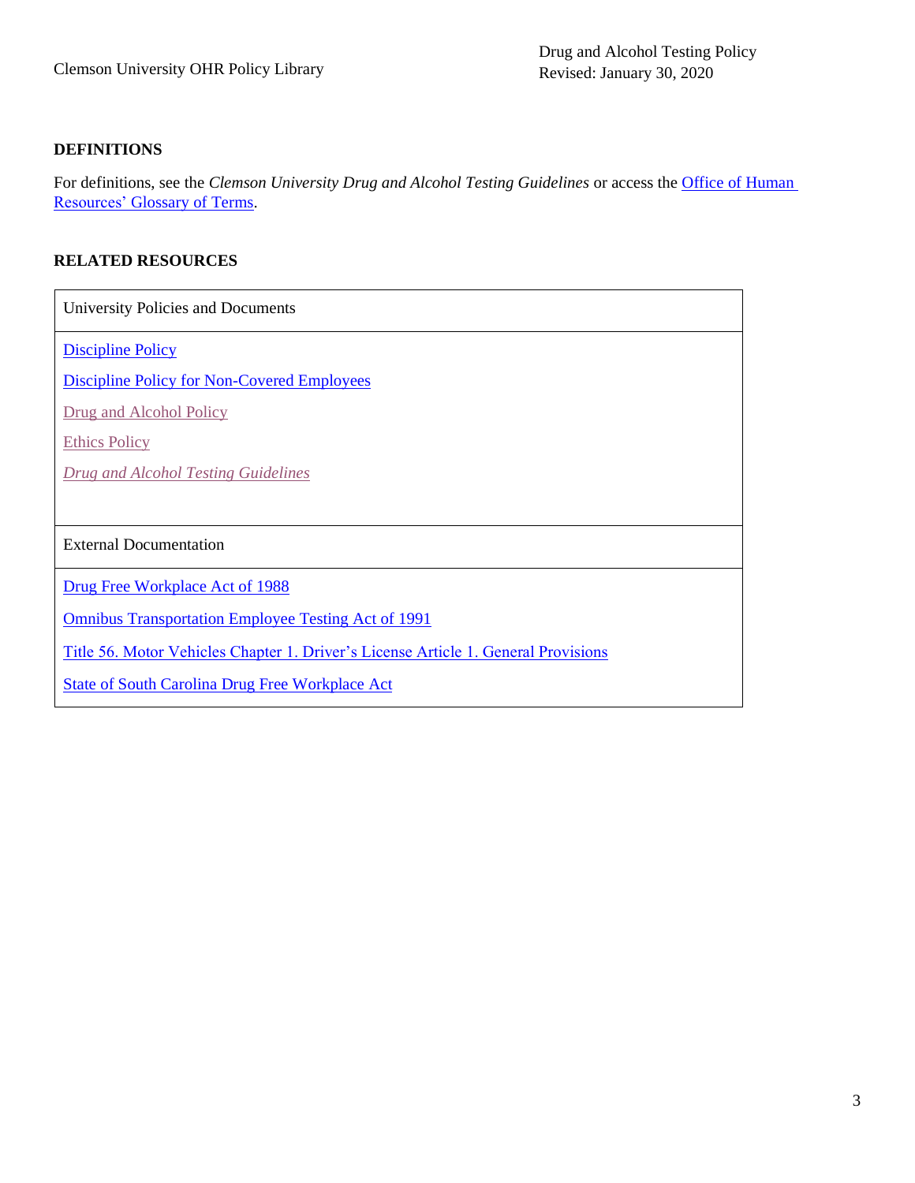## DEFINITIONS

For definitions, see the *Clemson University Drug and Alcohol Testing Guidelines* or access the Office of Human Resources' Glossary of Terms.

## RELATED RESOURCES

| University Policies and Documents |
|---|
| Discipline Policy<br>Discipline Policy for Non-Covered Employees<br>Drug and Alcohol Policy<br>Ethics Policy<br>*Drug and Alcohol Testing Guidelines* |
| **External Documentation** |
| Drug Free Workplace Act of 1988<br>Omnibus Transportation Employee Testing Act of 1991<br>Title 56. Motor Vehicles Chapter 1. Driver's License Article 1. General Provisions<br>State of South Carolina Drug Free Workplace Act |